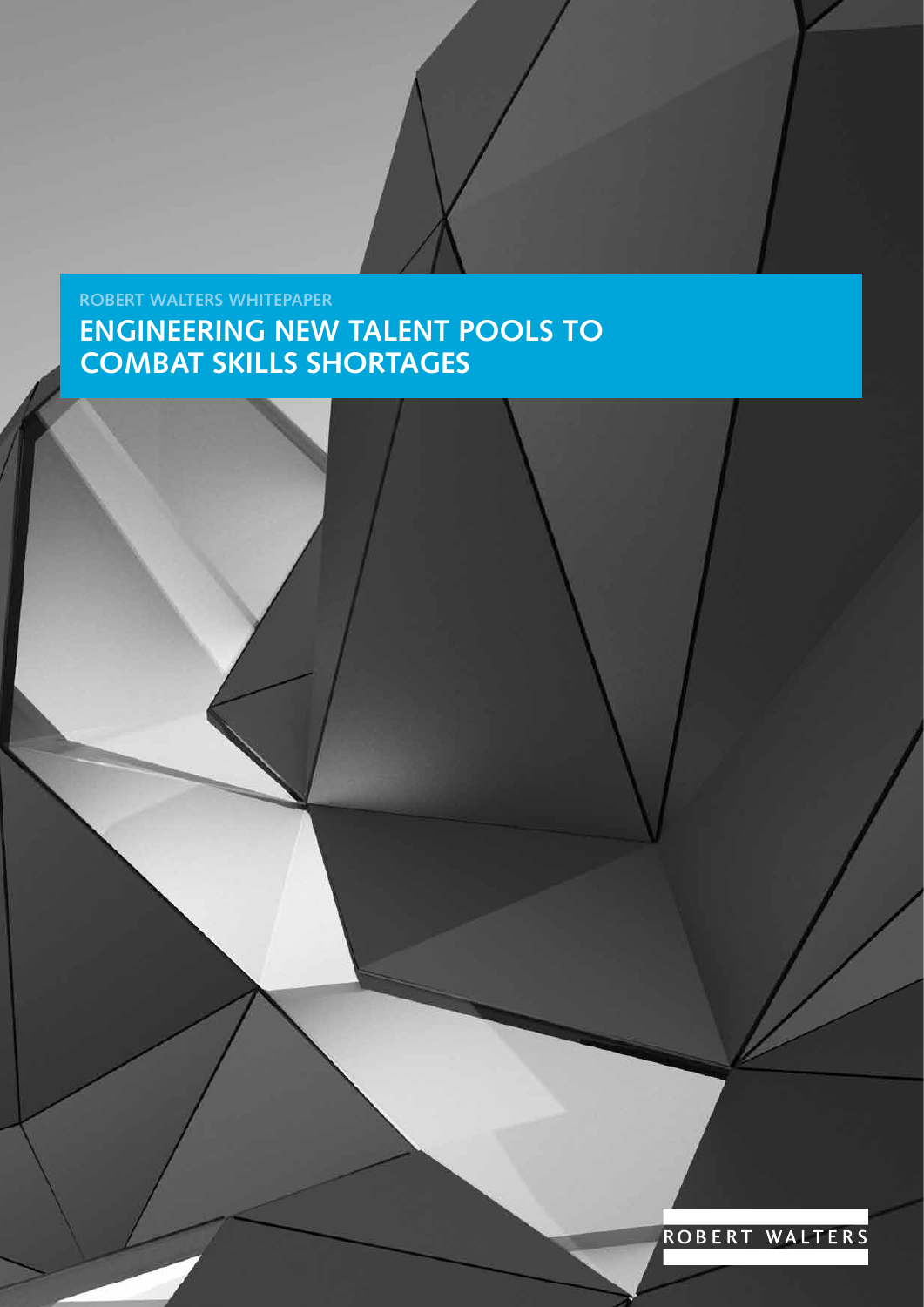ROBERT WALTERS WHITEPAPER

# ENGINEERING NEW TALENT POOLS TO COMBAT SKILLS SHORTAGES

ROBERT WALTERS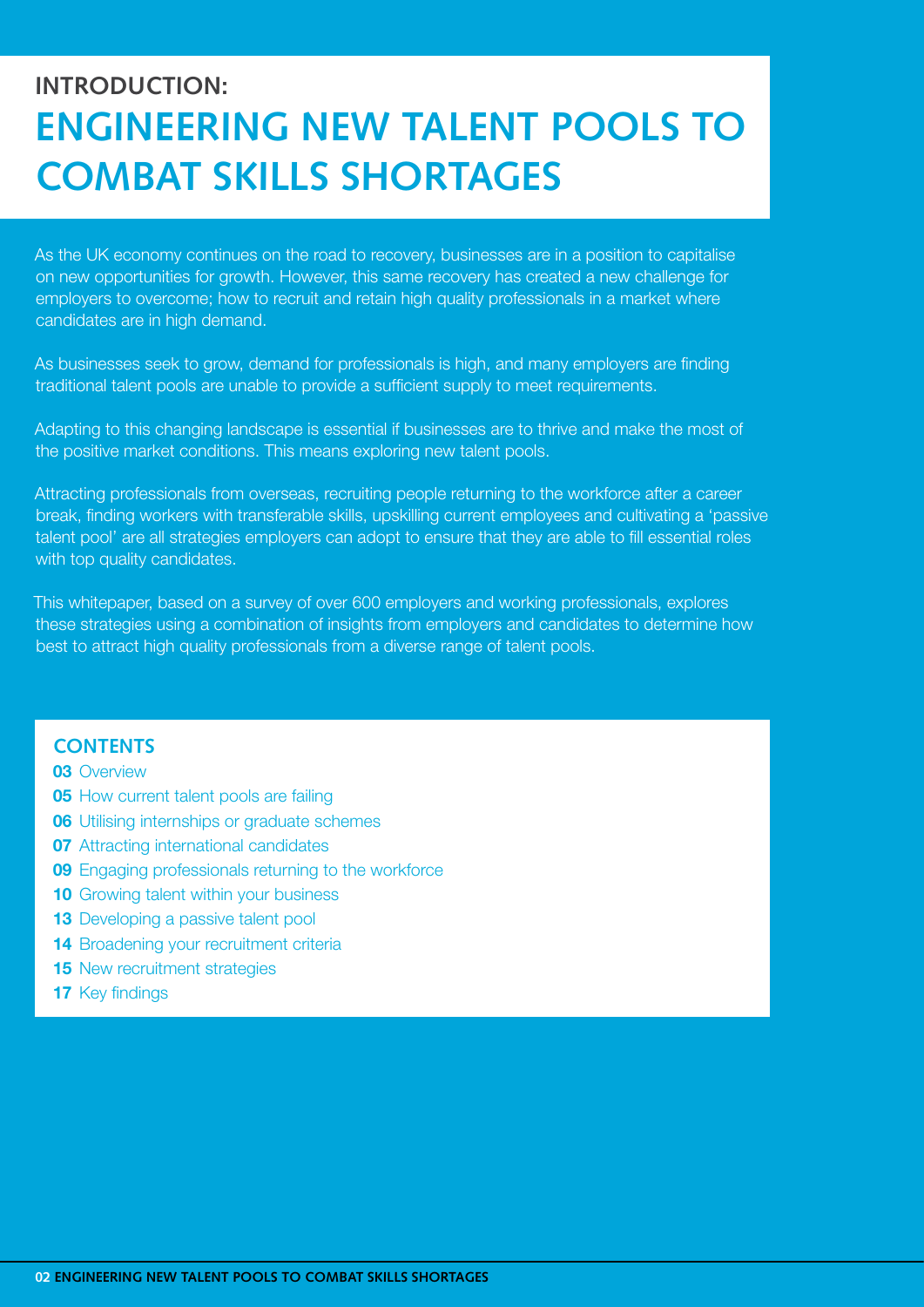# INTRODUCTION:

## ENGINEERING NEW TALENT POOLS TO COMBAT SKILLS SHORTAGES

As the UK economy continues on the road to recovery, businesses are in a position to capitalise on new opportunities for growth. However, this same recovery has created a new challenge for employers to overcome; how to recruit and retain high quality professionals in a market where candidates are in high demand.

As businesses seek to grow, demand for professionals is high, and many employers are finding traditional talent pools are unable to provide a sufficient supply to meet requirements.

Adapting to this changing landscape is essential if businesses are to thrive and make the most of the positive market conditions. This means exploring new talent pools.

Attracting professionals from overseas, recruiting people returning to the workforce after a career break, finding workers with transferable skills, upskilling current employees and cultivating a 'passive talent pool' are all strategies employers can adopt to ensure that they are able to fill essential roles with top quality candidates.

This whitepaper, based on a survey of over 600 employers and working professionals, explores these strategies using a combination of insights from employers and candidates to determine how best to attract high quality professionals from a diverse range of talent pools.

### CONTENTS

- **03** Overview
- **05** How current talent pools are failing
- **06** Utilising internships or graduate schemes
- **07** Attracting international candidates
- **09** Engaging professionals returning to the workforce
- **10** Growing talent within your business
- **13** Developing a passive talent pool
- **14** Broadening your recruitment criteria
- **15** New recruitment strategies
- **17** Key findings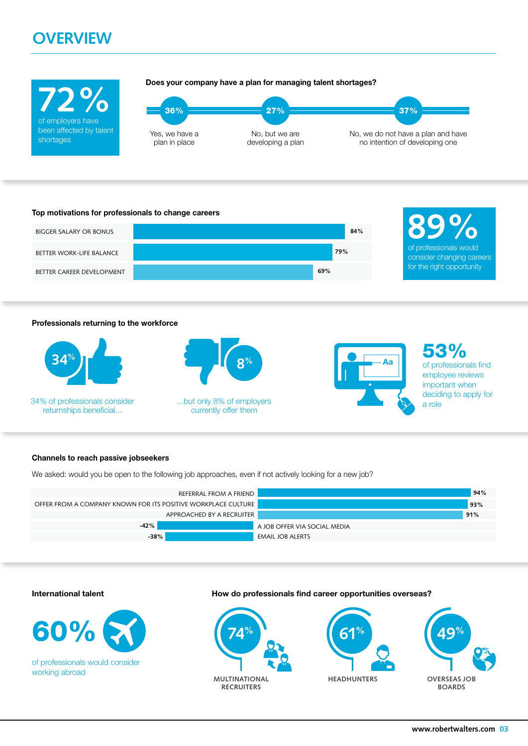# OVERVIEW

**72%** of employers have been affected by talent shortages

**Does your company have a plan for managing talent shortages?**

- **36%** Yes, we have a plan in place
- **27%** No, but we are developing a plan
- **37%** No, we do not have a plan and have no intention of developing one

**Top motivations for professionals to change careers**

| Motivation | % |
| --- | --- |
| BIGGER SALARY OR BONUS | 84% |
| BETTER WORK-LIFE BALANCE | 79% |
| BETTER CAREER DEVELOPMENT | 69% |

**89%** of professionals would consider changing careers for the right opportunity

**Professionals returning to the workforce**

**34%** — 34% of professionals consider returnships beneficial...

**8%** — ...but only 8% of employers currently offer them

**53%** of professionals find employee reviews important when deciding to apply for a role

**Channels to reach passive jobseekers**

We asked: would you be open to the following job approaches, even if not actively looking for a new job?

| Approach | % |
| --- | --- |
| REFERRAL FROM A FRIEND | 94% |
| OFFER FROM A COMPANY KNOWN FOR ITS POSITIVE WORKPLACE CULTURE | 93% |
| APPROACHED BY A RECRUITER | 91% |
| A JOB OFFER VIA SOCIAL MEDIA | -42% |
| EMAIL JOB ALERTS | -38% |

**International talent**

**60%** of professionals would consider working abroad

**How do professionals find career opportunities overseas?**

- **74%** MULTINATIONAL RECRUITERS
- **61%** HEADHUNTERS
- **49%** OVERSEAS JOB BOARDS

www.robertwalters.com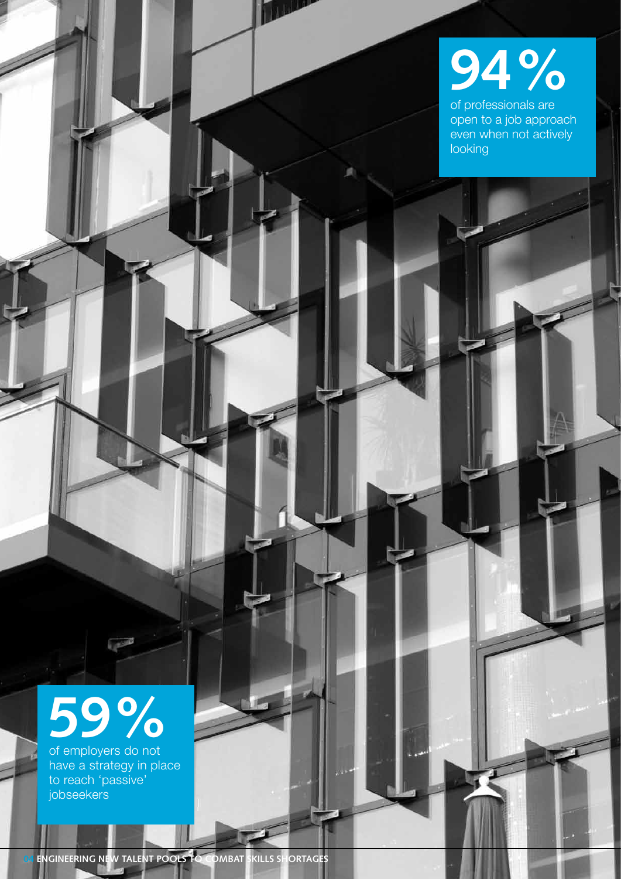94%

of professionals are open to a job approach even when not actively looking

59%

of employers do not have a strategy in place to reach 'passive' jobseekers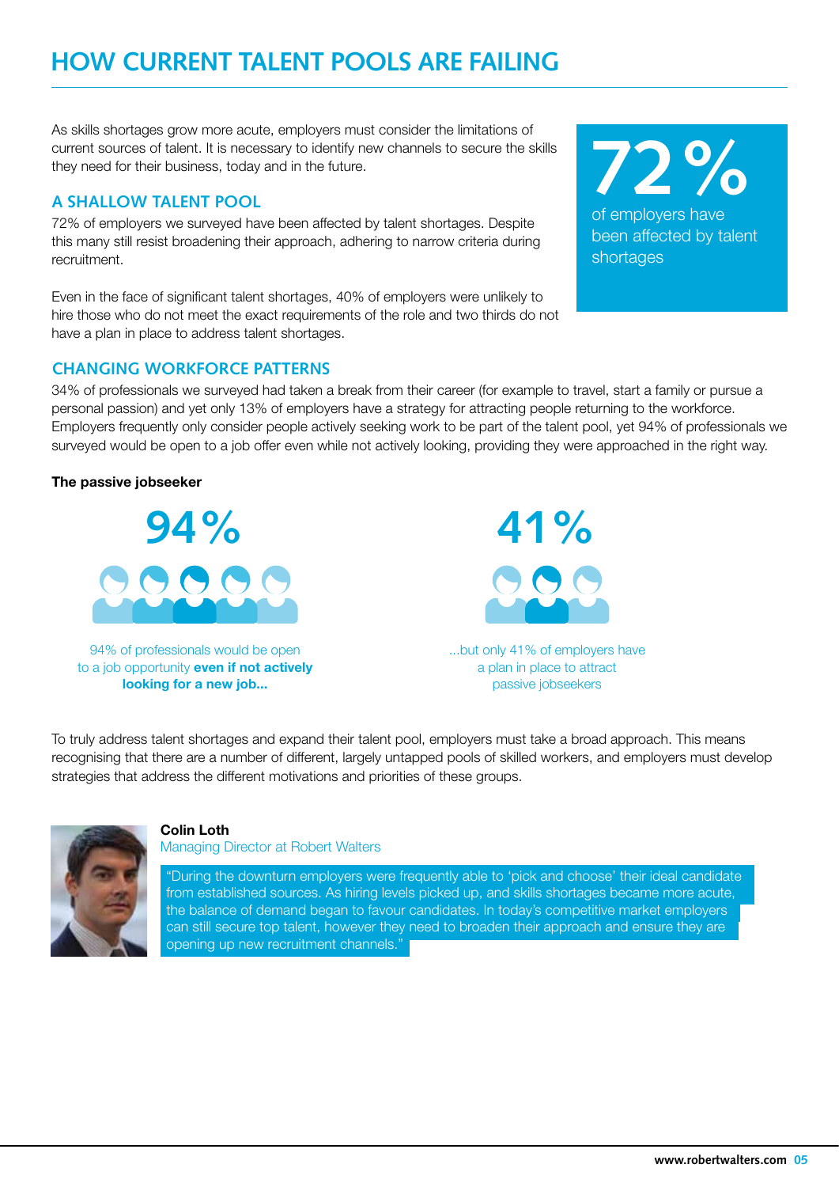# HOW CURRENT TALENT POOLS ARE FAILING

As skills shortages grow more acute, employers must consider the limitations of current sources of talent. It is necessary to identify new channels to secure the skills they need for their business, today and in the future.

**72%**
of employers have been affected by talent shortages

## A SHALLOW TALENT POOL

72% of employers we surveyed have been affected by talent shortages. Despite this many still resist broadening their approach, adhering to narrow criteria during recruitment.

Even in the face of significant talent shortages, 40% of employers were unlikely to hire those who do not meet the exact requirements of the role and two thirds do not have a plan in place to address talent shortages.

## CHANGING WORKFORCE PATTERNS

34% of professionals we surveyed had taken a break from their career (for example to travel, start a family or pursue a personal passion) and yet only 13% of employers have a strategy for attracting people returning to the workforce. Employers frequently only consider people actively seeking work to be part of the talent pool, yet 94% of professionals we surveyed would be open to a job offer even while not actively looking, providing they were approached in the right way.

**The passive jobseeker**

**94%**

94% of professionals would be open to a job opportunity **even if not actively looking for a new job...**

**41%**

...but only 41% of employers have a plan in place to attract passive jobseekers

To truly address talent shortages and expand their talent pool, employers must take a broad approach. This means recognising that there are a number of different, largely untapped pools of skilled workers, and employers must develop strategies that address the different motivations and priorities of these groups.

**Colin Loth**
Managing Director at Robert Walters

"During the downturn employers were frequently able to 'pick and choose' their ideal candidate from established sources. As hiring levels picked up, and skills shortages became more acute, the balance of demand began to favour candidates. In today's competitive market employers can still secure top talent, however they need to broaden their approach and ensure they are opening up new recruitment channels."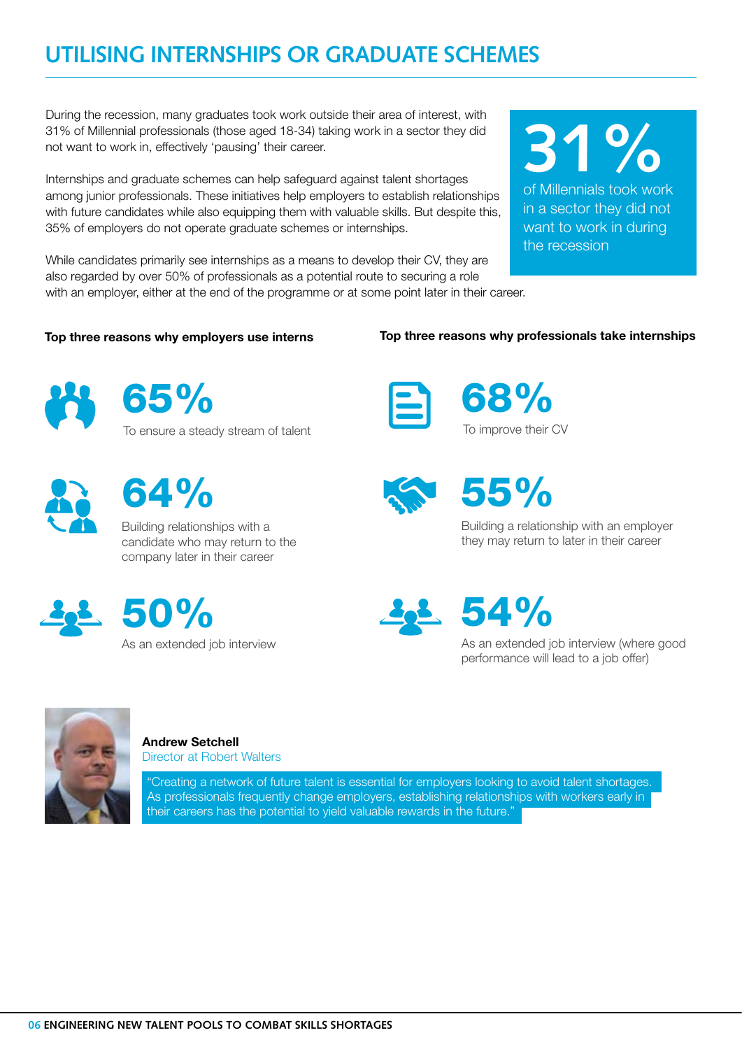# UTILISING INTERNSHIPS OR GRADUATE SCHEMES

During the recession, many graduates took work outside their area of interest, with 31% of Millennial professionals (those aged 18-34) taking work in a sector they did not want to work in, effectively 'pausing' their career.

Internships and graduate schemes can help safeguard against talent shortages among junior professionals. These initiatives help employers to establish relationships with future candidates while also equipping them with valuable skills. But despite this, 35% of employers do not operate graduate schemes or internships.

While candidates primarily see internships as a means to develop their CV, they are also regarded by over 50% of professionals as a potential route to securing a role with an employer, either at the end of the programme or at some point later in their career.

**31%**

of Millennials took work in a sector they did not want to work in during the recession

**Top three reasons why employers use interns**

**65%**

To ensure a steady stream of talent

**64%**

Building relationships with a candidate who may return to the company later in their career

**50%**

As an extended job interview

**Top three reasons why professionals take internships**

**68%**

To improve their CV

**55%**

Building a relationship with an employer they may return to later in their career

**54%**

As an extended job interview (where good performance will lead to a job offer)

**Andrew Setchell**
Director at Robert Walters

"Creating a network of future talent is essential for employers looking to avoid talent shortages. As professionals frequently change employers, establishing relationships with workers early in their careers has the potential to yield valuable rewards in the future."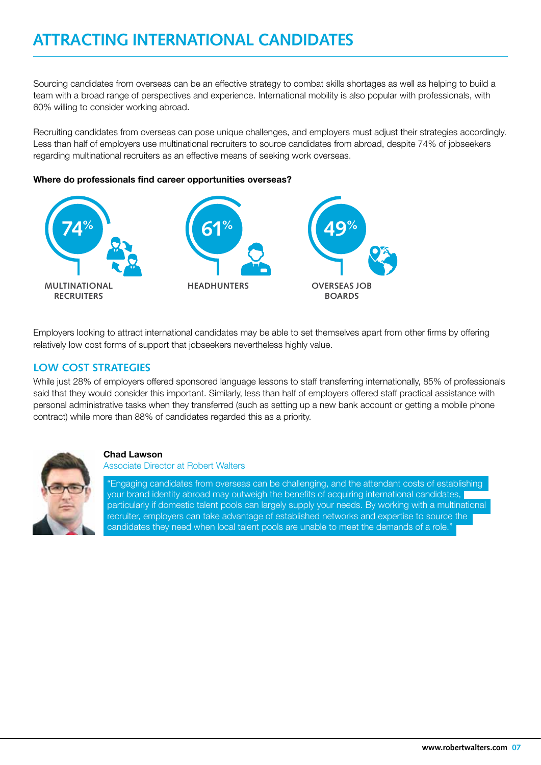# ATTRACTING INTERNATIONAL CANDIDATES

Sourcing candidates from overseas can be an effective strategy to combat skills shortages as well as helping to build a team with a broad range of perspectives and experience. International mobility is also popular with professionals, with 60% willing to consider working abroad.

Recruiting candidates from overseas can pose unique challenges, and employers must adjust their strategies accordingly. Less than half of employers use multinational recruiters to source candidates from abroad, despite 74% of jobseekers regarding multinational recruiters as an effective means of seeking work overseas.

**Where do professionals find career opportunities overseas?**

74%
MULTINATIONAL RECRUITERS

61%
HEADHUNTERS

49%
OVERSEAS JOB BOARDS

Employers looking to attract international candidates may be able to set themselves apart from other firms by offering relatively low cost forms of support that jobseekers nevertheless highly value.

## LOW COST STRATEGIES

While just 28% of employers offered sponsored language lessons to staff transferring internationally, 85% of professionals said that they would consider this important. Similarly, less than half of employers offered staff practical assistance with personal administrative tasks when they transferred (such as setting up a new bank account or getting a mobile phone contract) while more than 88% of candidates regarded this as a priority.

**Chad Lawson**
Associate Director at Robert Walters

"Engaging candidates from overseas can be challenging, and the attendant costs of establishing your brand identity abroad may outweigh the benefits of acquiring international candidates, particularly if domestic talent pools can largely supply your needs. By working with a multinational recruiter, employers can take advantage of established networks and expertise to source the candidates they need when local talent pools are unable to meet the demands of a role."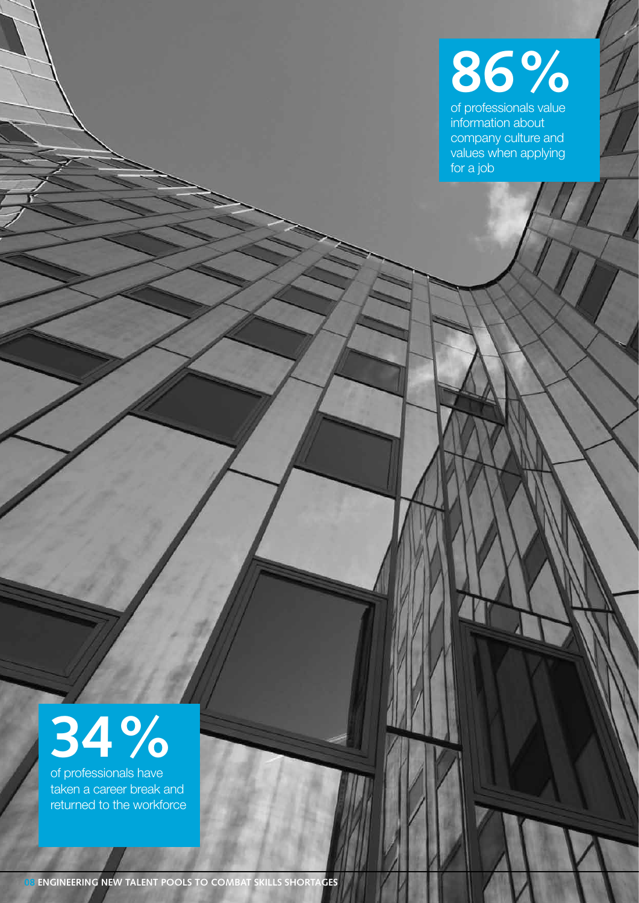**86%**

of professionals value information about company culture and values when applying for a job

**34%**

of professionals have taken a career break and returned to the workforce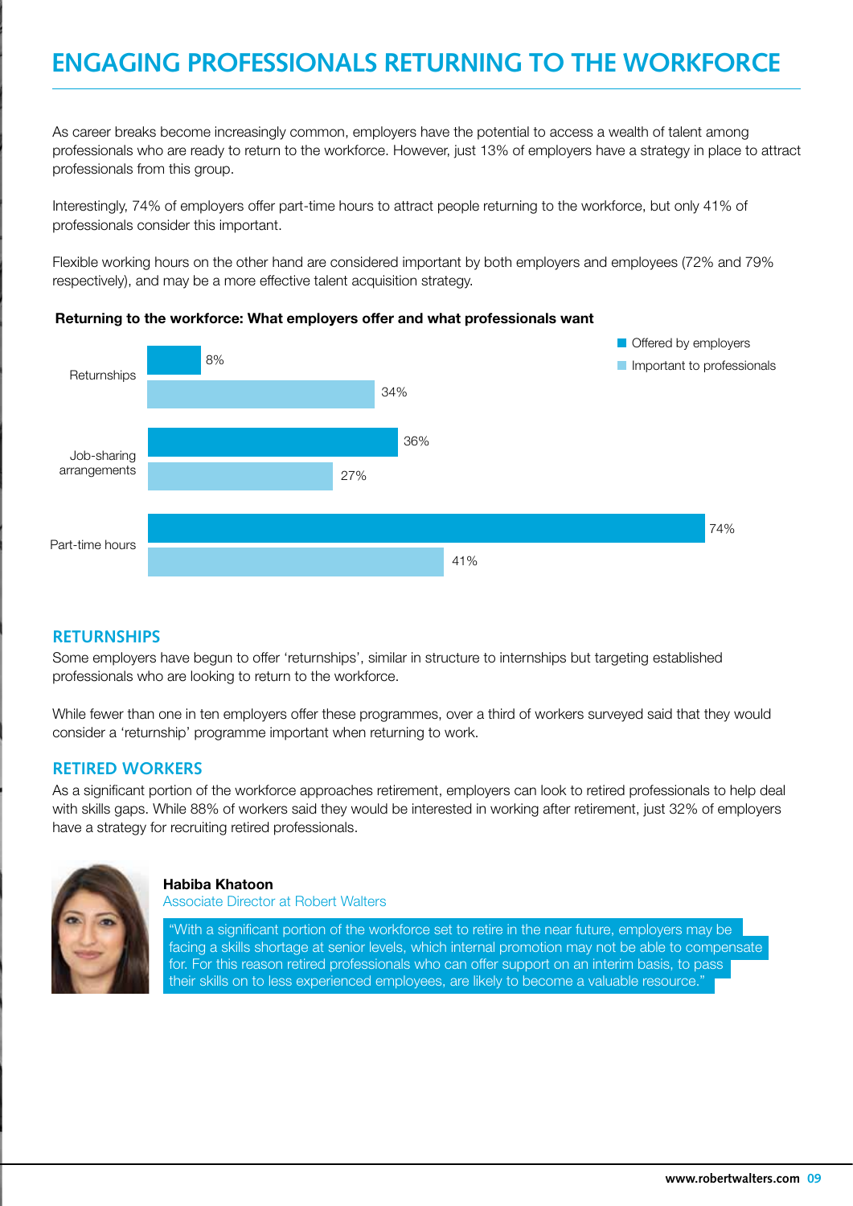# ENGAGING PROFESSIONALS RETURNING TO THE WORKFORCE

As career breaks become increasingly common, employers have the potential to access a wealth of talent among professionals who are ready to return to the workforce. However, just 13% of employers have a strategy in place to attract professionals from this group.

Interestingly, 74% of employers offer part-time hours to attract people returning to the workforce, but only 41% of professionals consider this important.

Flexible working hours on the other hand are considered important by both employers and employees (72% and 79% respectively), and may be a more effective talent acquisition strategy.

**Returning to the workforce: What employers offer and what professionals want**

| | Offered by employers | Important to professionals |
|---|---|---|
| Returnships | 8% | 34% |
| Job-sharing arrangements | 36% | 27% |
| Part-time hours | 74% | 41% |

## RETURNSHIPS

Some employers have begun to offer 'returnships', similar in structure to internships but targeting established professionals who are looking to return to the workforce.

While fewer than one in ten employers offer these programmes, over a third of workers surveyed said that they would consider a 'returnship' programme important when returning to work.

## RETIRED WORKERS

As a significant portion of the workforce approaches retirement, employers can look to retired professionals to help deal with skills gaps. While 88% of workers said they would be interested in working after retirement, just 32% of employers have a strategy for recruiting retired professionals.

**Habiba Khatoon**
Associate Director at Robert Walters

"With a significant portion of the workforce set to retire in the near future, employers may be facing a skills shortage at senior levels, which internal promotion may not be able to compensate for. For this reason retired professionals who can offer support on an interim basis, to pass their skills on to less experienced employees, are likely to become a valuable resource."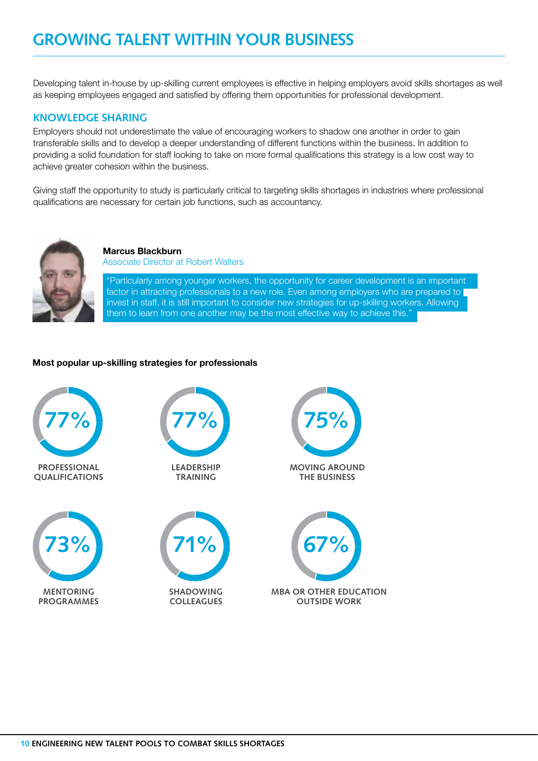# GROWING TALENT WITHIN YOUR BUSINESS

Developing talent in-house by up-skilling current employees is effective in helping employers avoid skills shortages as well as keeping employees engaged and satisfied by offering them opportunities for professional development.

## KNOWLEDGE SHARING

Employers should not underestimate the value of encouraging workers to shadow one another in order to gain transferable skills and to develop a deeper understanding of different functions within the business. In addition to providing a solid foundation for staff looking to take on more formal qualifications this strategy is a low cost way to achieve greater cohesion within the business.

Giving staff the opportunity to study is particularly critical to targeting skills shortages in industries where professional qualifications are necessary for certain job functions, such as accountancy.

**Marcus Blackburn**
Associate Director at Robert Walters

"Particularly among younger workers, the opportunity for career development is an important factor in attracting professionals to a new role. Even among employers who are prepared to invest in staff, it is still important to consider new strategies for up-skilling workers. Allowing them to learn from one another may be the most effective way to achieve this."

**Most popular up-skilling strategies for professionals**

| Strategy | Percentage |
|---|---|
| PROFESSIONAL QUALIFICATIONS | 77% |
| LEADERSHIP TRAINING | 77% |
| MOVING AROUND THE BUSINESS | 75% |
| MENTORING PROGRAMMES | 73% |
| SHADOWING COLLEAGUES | 71% |
| MBA OR OTHER EDUCATION OUTSIDE WORK | 67% |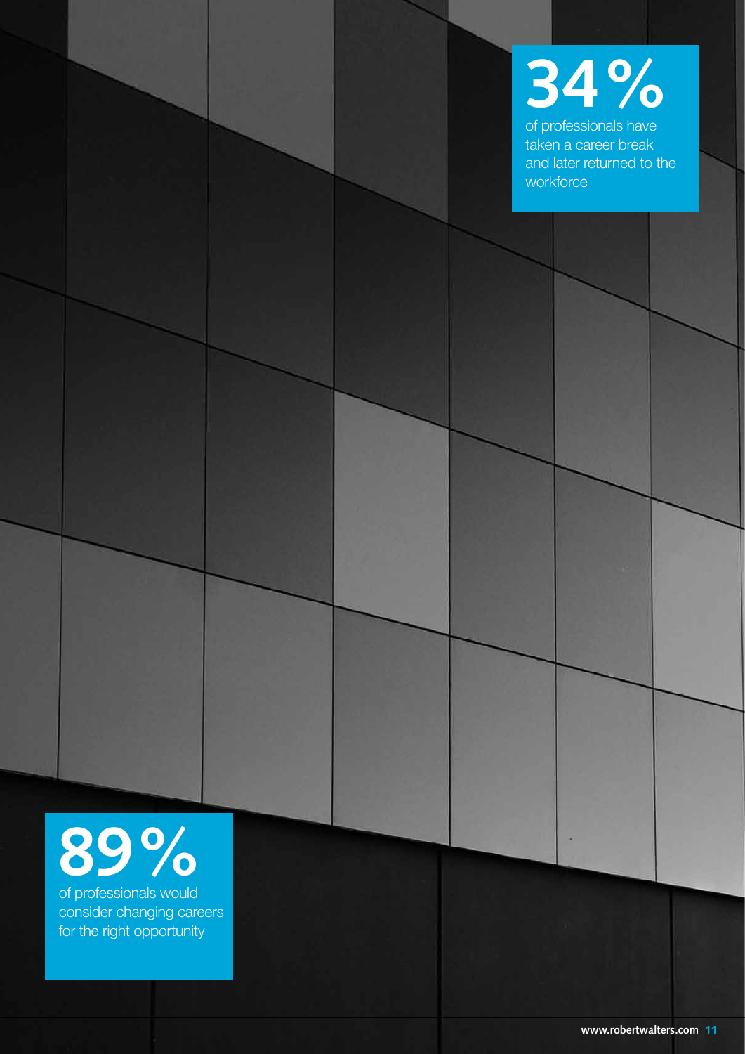**34%**

of professionals have taken a career break and later returned to the workforce

**89%**

of professionals would consider changing careers for the right opportunity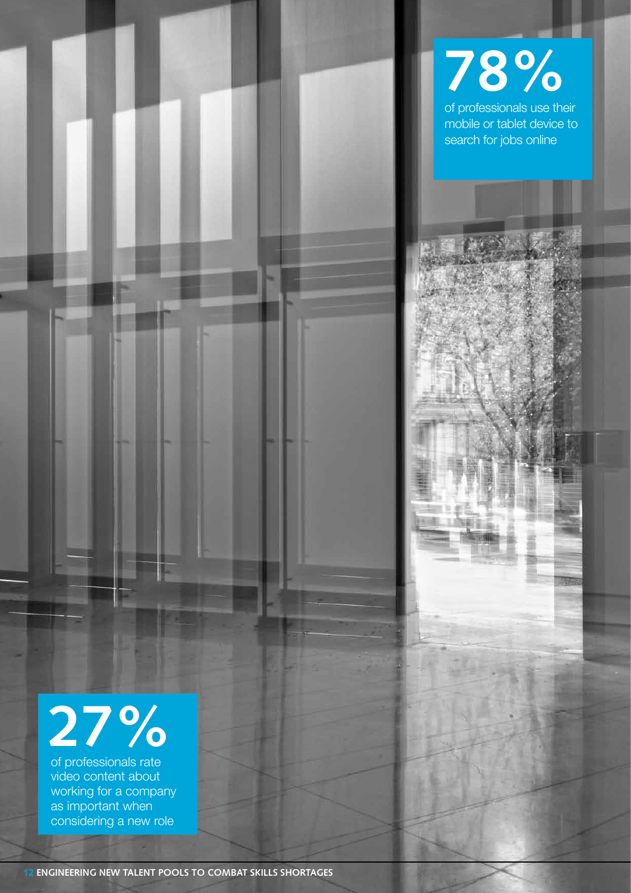**78%**

of professionals use their mobile or tablet device to search for jobs online

**27%**

of professionals rate video content about working for a company as important when considering a new role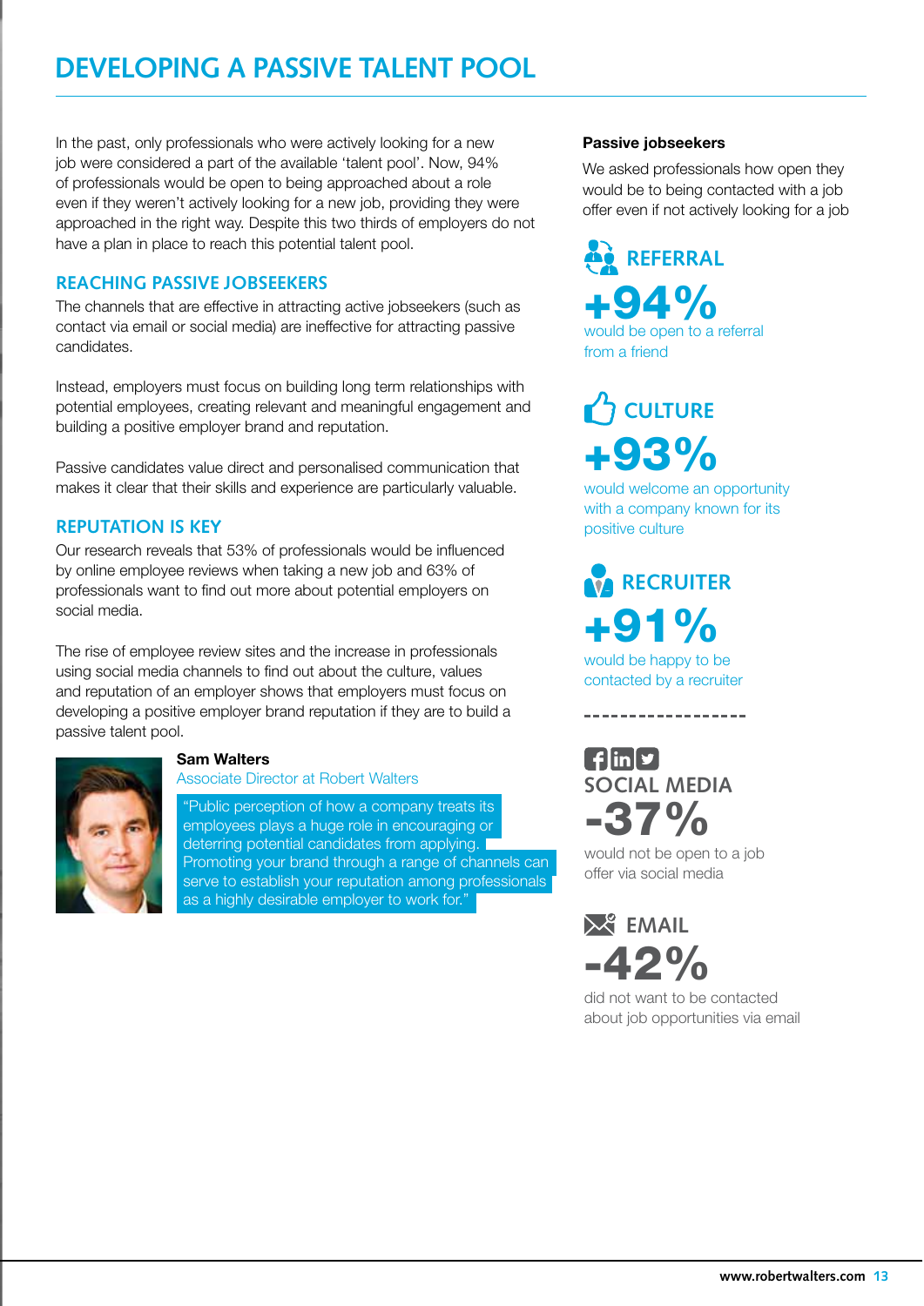# DEVELOPING A PASSIVE TALENT POOL

In the past, only professionals who were actively looking for a new job were considered a part of the available 'talent pool'. Now, 94% of professionals would be open to being approached about a role even if they weren't actively looking for a new job, providing they were approached in the right way. Despite this two thirds of employers do not have a plan in place to reach this potential talent pool.

## REACHING PASSIVE JOBSEEKERS

The channels that are effective in attracting active jobseekers (such as contact via email or social media) are ineffective for attracting passive candidates.

Instead, employers must focus on building long term relationships with potential employees, creating relevant and meaningful engagement and building a positive employer brand and reputation.

Passive candidates value direct and personalised communication that makes it clear that their skills and experience are particularly valuable.

## REPUTATION IS KEY

Our research reveals that 53% of professionals would be influenced by online employee reviews when taking a new job and 63% of professionals want to find out more about potential employers on social media.

The rise of employee review sites and the increase in professionals using social media channels to find out about the culture, values and reputation of an employer shows that employers must focus on developing a positive employer brand reputation if they are to build a passive talent pool.

**Sam Walters**
Associate Director at Robert Walters

"Public perception of how a company treats its employees plays a huge role in encouraging or deterring potential candidates from applying. Promoting your brand through a range of channels can serve to establish your reputation among professionals as a highly desirable employer to work for."

**Passive jobseekers**

We asked professionals how open they would be to being contacted with a job offer even if not actively looking for a job

### REFERRAL

**+94%**
would be open to a referral from a friend

### CULTURE

**+93%**
would welcome an opportunity with a company known for its positive culture

### RECRUITER

**+91%**
would be happy to be contacted by a recruiter

### SOCIAL MEDIA

**-37%**
would not be open to a job offer via social media

### EMAIL

**-42%**
did not want to be contacted about job opportunities via email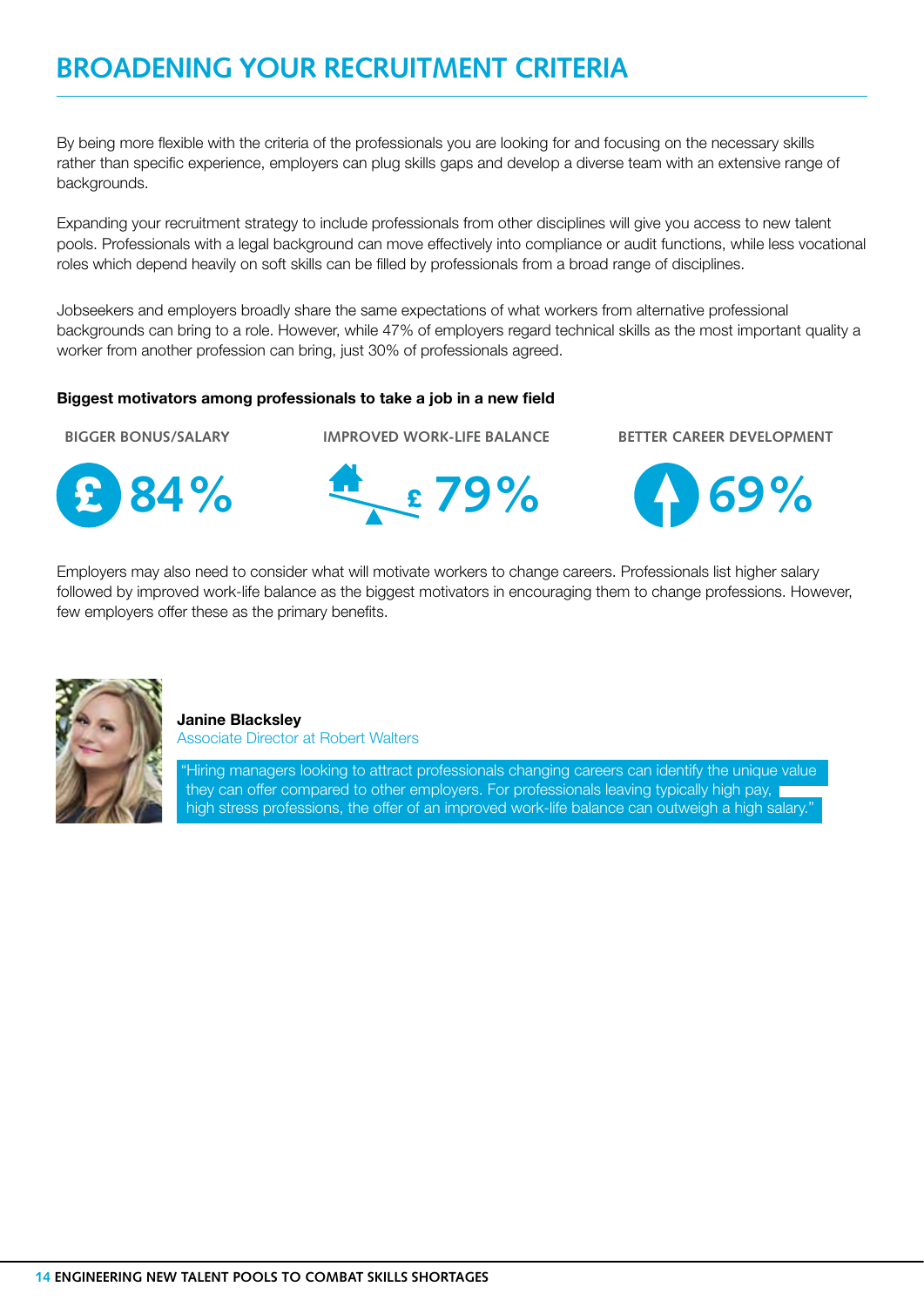# BROADENING YOUR RECRUITMENT CRITERIA

By being more flexible with the criteria of the professionals you are looking for and focusing on the necessary skills rather than specific experience, employers can plug skills gaps and develop a diverse team with an extensive range of backgrounds.

Expanding your recruitment strategy to include professionals from other disciplines will give you access to new talent pools. Professionals with a legal background can move effectively into compliance or audit functions, while less vocational roles which depend heavily on soft skills can be filled by professionals from a broad range of disciplines.

Jobseekers and employers broadly share the same expectations of what workers from alternative professional backgrounds can bring to a role. However, while 47% of employers regard technical skills as the most important quality a worker from another profession can bring, just 30% of professionals agreed.

**Biggest motivators among professionals to take a job in a new field**

BIGGER BONUS/SALARY

84%

IMPROVED WORK-LIFE BALANCE

79%

BETTER CAREER DEVELOPMENT

69%

Employers may also need to consider what will motivate workers to change careers. Professionals list higher salary followed by improved work-life balance as the biggest motivators in encouraging them to change professions. However, few employers offer these as the primary benefits.

**Janine Blacksley**
Associate Director at Robert Walters

"Hiring managers looking to attract professionals changing careers can identify the unique value they can offer compared to other employers. For professionals leaving typically high pay, high stress professions, the offer of an improved work-life balance can outweigh a high salary."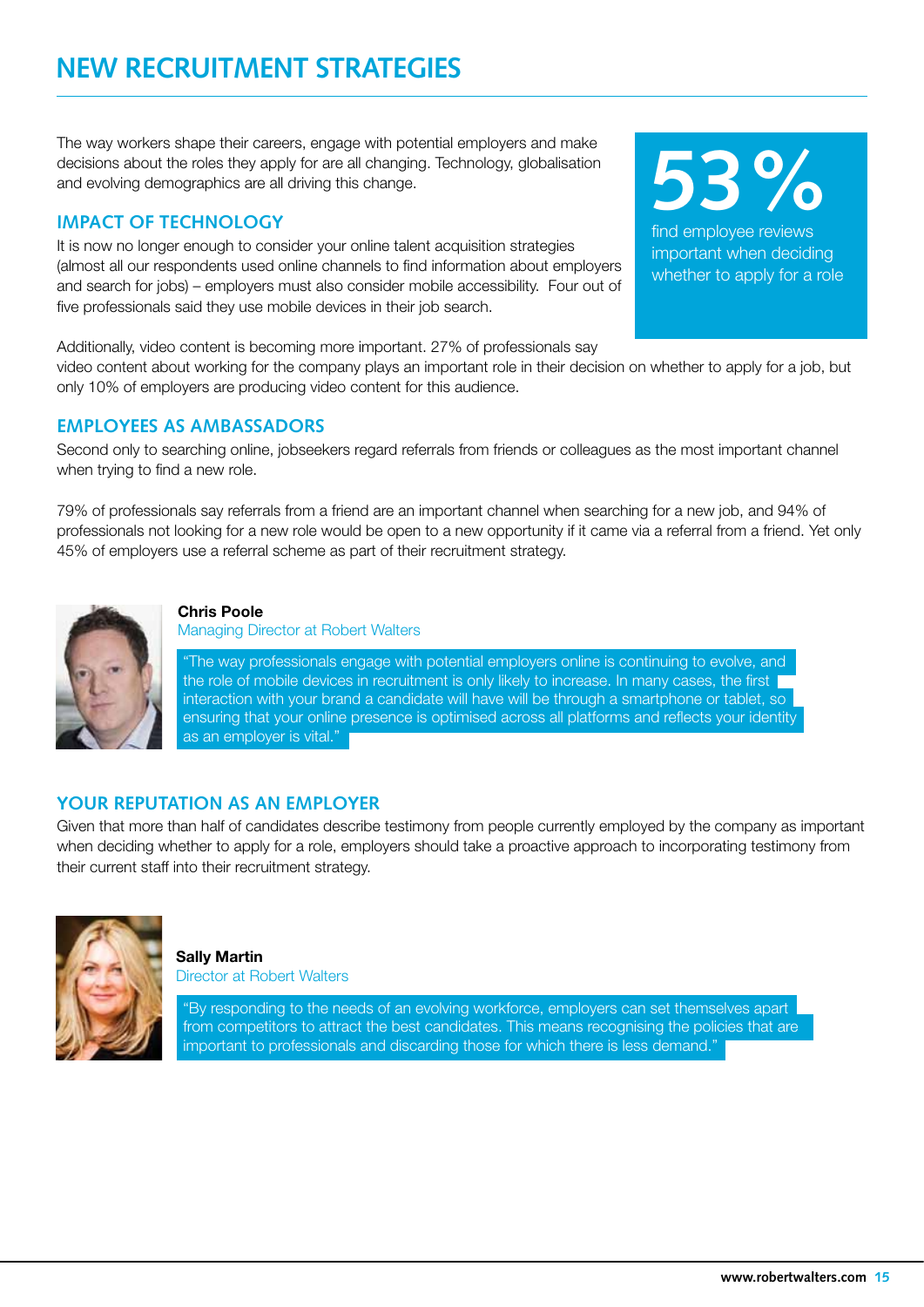# NEW RECRUITMENT STRATEGIES

The way workers shape their careers, engage with potential employers and make decisions about the roles they apply for are all changing. Technology, globalisation and evolving demographics are all driving this change.

**53%**

find employee reviews important when deciding whether to apply for a role

## IMPACT OF TECHNOLOGY

It is now no longer enough to consider your online talent acquisition strategies (almost all our respondents used online channels to find information about employers and search for jobs) – employers must also consider mobile accessibility. Four out of five professionals said they use mobile devices in their job search.

Additionally, video content is becoming more important. 27% of professionals say video content about working for the company plays an important role in their decision on whether to apply for a job, but only 10% of employers are producing video content for this audience.

## EMPLOYEES AS AMBASSADORS

Second only to searching online, jobseekers regard referrals from friends or colleagues as the most important channel when trying to find a new role.

79% of professionals say referrals from a friend are an important channel when searching for a new job, and 94% of professionals not looking for a new role would be open to a new opportunity if it came via a referral from a friend. Yet only 45% of employers use a referral scheme as part of their recruitment strategy.

**Chris Poole**
Managing Director at Robert Walters

"The way professionals engage with potential employers online is continuing to evolve, and the role of mobile devices in recruitment is only likely to increase. In many cases, the first interaction with your brand a candidate will have will be through a smartphone or tablet, so ensuring that your online presence is optimised across all platforms and reflects your identity as an employer is vital."

## YOUR REPUTATION AS AN EMPLOYER

Given that more than half of candidates describe testimony from people currently employed by the company as important when deciding whether to apply for a role, employers should take a proactive approach to incorporating testimony from their current staff into their recruitment strategy.

**Sally Martin**
Director at Robert Walters

"By responding to the needs of an evolving workforce, employers can set themselves apart from competitors to attract the best candidates. This means recognising the policies that are important to professionals and discarding those for which there is less demand."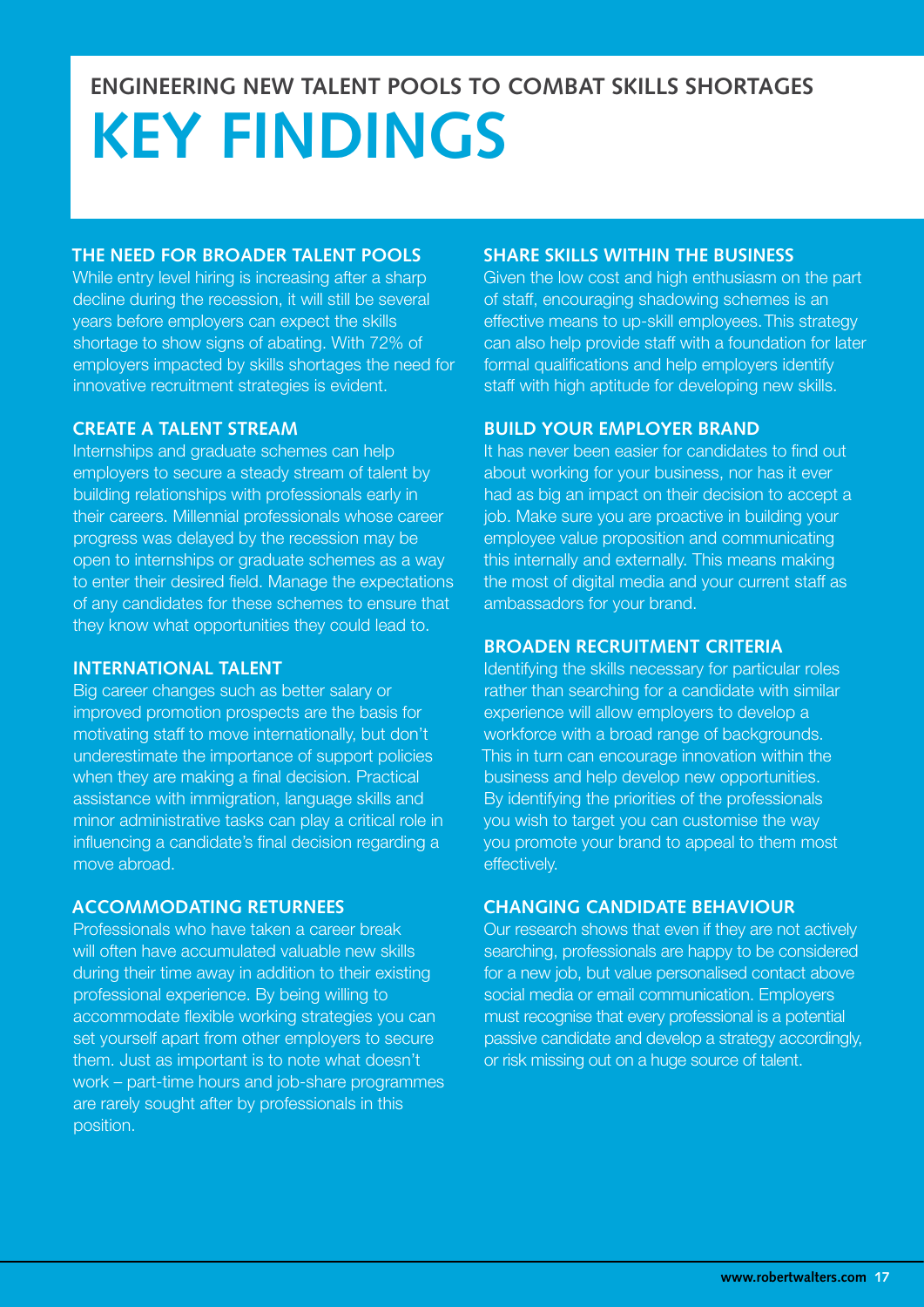## ENGINEERING NEW TALENT POOLS TO COMBAT SKILLS SHORTAGES

# KEY FINDINGS

### THE NEED FOR BROADER TALENT POOLS

While entry level hiring is increasing after a sharp decline during the recession, it will still be several years before employers can expect the skills shortage to show signs of abating. With 72% of employers impacted by skills shortages the need for innovative recruitment strategies is evident.

### CREATE A TALENT STREAM

Internships and graduate schemes can help employers to secure a steady stream of talent by building relationships with professionals early in their careers. Millennial professionals whose career progress was delayed by the recession may be open to internships or graduate schemes as a way to enter their desired field. Manage the expectations of any candidates for these schemes to ensure that they know what opportunities they could lead to.

### INTERNATIONAL TALENT

Big career changes such as better salary or improved promotion prospects are the basis for motivating staff to move internationally, but don't underestimate the importance of support policies when they are making a final decision. Practical assistance with immigration, language skills and minor administrative tasks can play a critical role in influencing a candidate's final decision regarding a move abroad.

### ACCOMMODATING RETURNEES

Professionals who have taken a career break will often have accumulated valuable new skills during their time away in addition to their existing professional experience. By being willing to accommodate flexible working strategies you can set yourself apart from other employers to secure them. Just as important is to note what doesn't work – part-time hours and job-share programmes are rarely sought after by professionals in this position.

### SHARE SKILLS WITHIN THE BUSINESS

Given the low cost and high enthusiasm on the part of staff, encouraging shadowing schemes is an effective means to up-skill employees. This strategy can also help provide staff with a foundation for later formal qualifications and help employers identify staff with high aptitude for developing new skills.

### BUILD YOUR EMPLOYER BRAND

It has never been easier for candidates to find out about working for your business, nor has it ever had as big an impact on their decision to accept a job. Make sure you are proactive in building your employee value proposition and communicating this internally and externally. This means making the most of digital media and your current staff as ambassadors for your brand.

### BROADEN RECRUITMENT CRITERIA

Identifying the skills necessary for particular roles rather than searching for a candidate with similar experience will allow employers to develop a workforce with a broad range of backgrounds. This in turn can encourage innovation within the business and help develop new opportunities. By identifying the priorities of the professionals you wish to target you can customise the way you promote your brand to appeal to them most effectively.

### CHANGING CANDIDATE BEHAVIOUR

Our research shows that even if they are not actively searching, professionals are happy to be considered for a new job, but value personalised contact above social media or email communication. Employers must recognise that every professional is a potential passive candidate and develop a strategy accordingly, or risk missing out on a huge source of talent.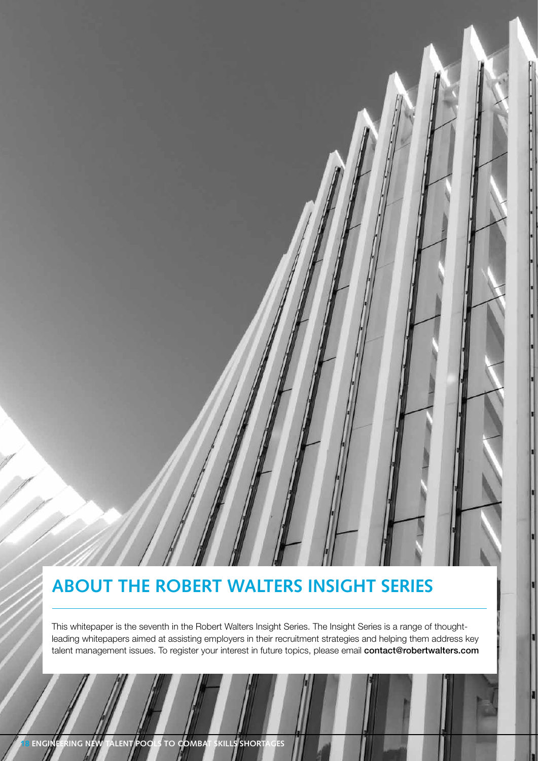## ABOUT THE ROBERT WALTERS INSIGHT SERIES

This whitepaper is the seventh in the Robert Walters Insight Series. The Insight Series is a range of thought-leading whitepapers aimed at assisting employers in their recruitment strategies and helping them address key talent management issues. To register your interest in future topics, please email **contact@robertwalters.com**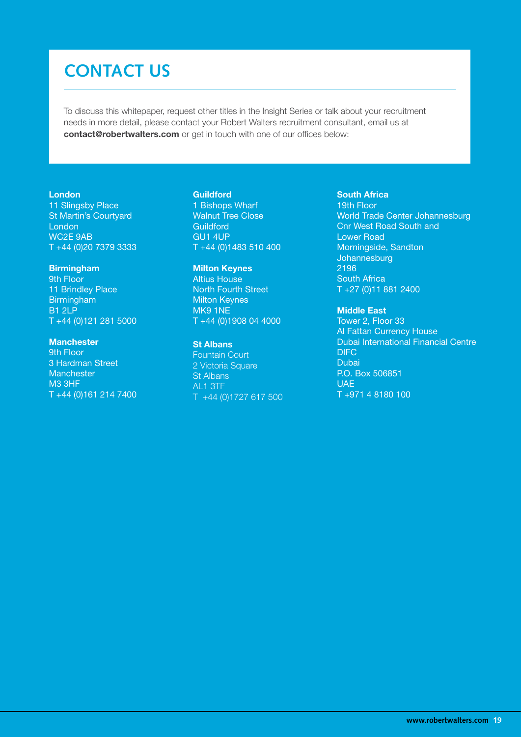# CONTACT US

To discuss this whitepaper, request other titles in the Insight Series or talk about your recruitment needs in more detail, please contact your Robert Walters recruitment consultant, email us at **contact@robertwalters.com** or get in touch with one of our offices below:

**London**
11 Slingsby Place
St Martin's Courtyard
London
WC2E 9AB
T +44 (0)20 7379 3333

**Birmingham**
9th Floor
11 Brindley Place
Birmingham
B1 2LP
T +44 (0)121 281 5000

**Manchester**
9th Floor
3 Hardman Street
Manchester
M3 3HF
T +44 (0)161 214 7400

**Guildford**
1 Bishops Wharf
Walnut Tree Close
Guildford
GU1 4UP
T +44 (0)1483 510 400

**Milton Keynes**
Altius House
North Fourth Street
Milton Keynes
MK9 1NE
T +44 (0)1908 04 4000

**St Albans**
Fountain Court
2 Victoria Square
St Albans
AL1 3TF
T +44 (0)1727 617 500

**South Africa**
19th Floor
World Trade Center Johannesburg
Cnr West Road South and
Lower Road
Morningside, Sandton
Johannesburg
2196
South Africa
T +27 (0)11 881 2400

**Middle East**
Tower 2, Floor 33
Al Fattan Currency House
Dubai International Financial Centre
DIFC
Dubai
P.O. Box 506851
UAE
T +971 4 8180 100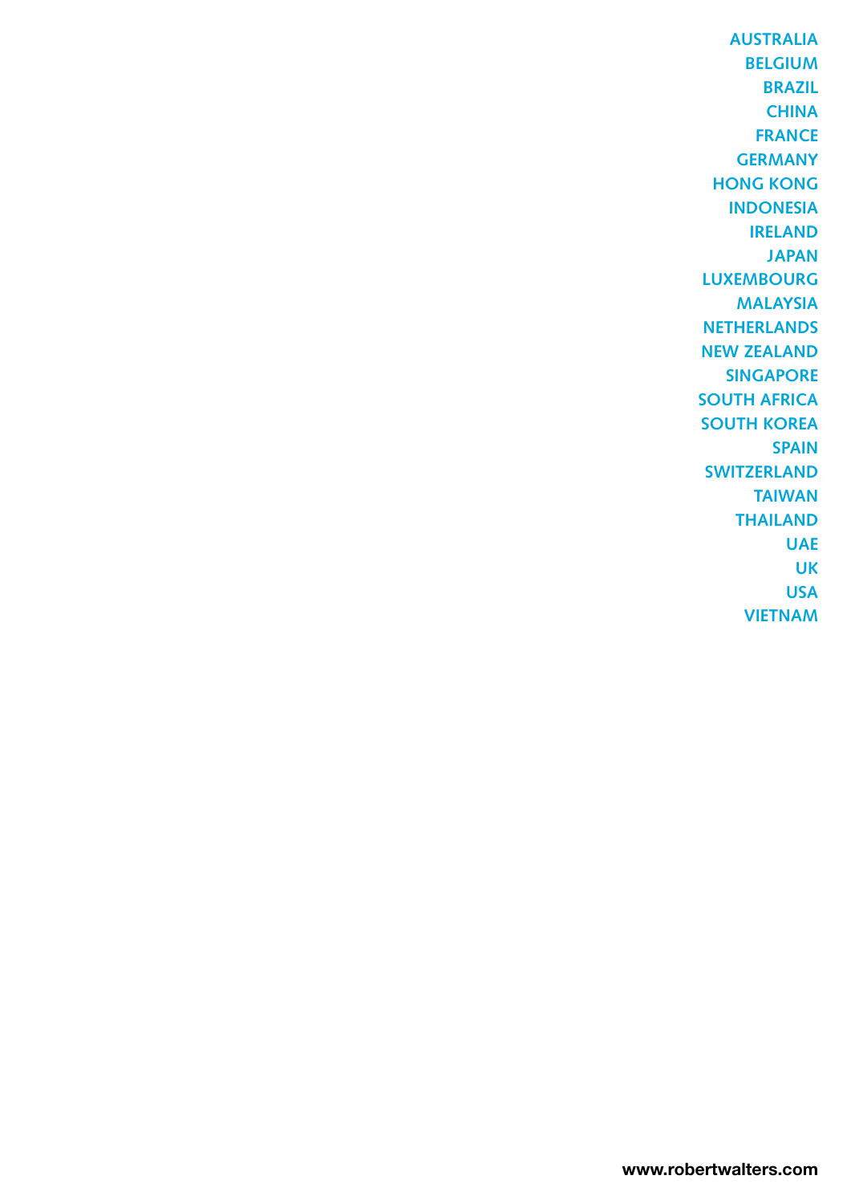AUSTRALIA
BELGIUM
BRAZIL
CHINA
FRANCE
GERMANY
HONG KONG
INDONESIA
IRELAND
JAPAN
LUXEMBOURG
MALAYSIA
NETHERLANDS
NEW ZEALAND
SINGAPORE
SOUTH AFRICA
SOUTH KOREA
SPAIN
SWITZERLAND
TAIWAN
THAILAND
UAE
UK
USA
VIETNAM

**www.robertwalters.com**